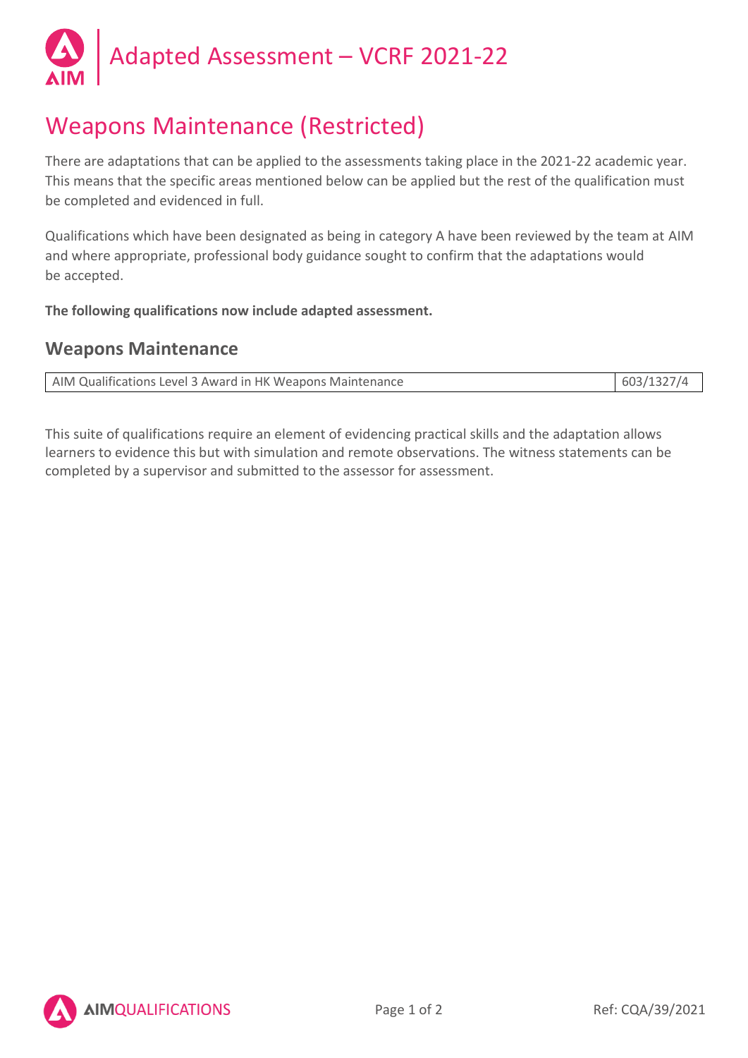# Adapted Assessment – VCRF 2021-22

# Weapons Maintenance (Restricted)

There are adaptations that can be applied to the assessments taking place in the 2021-22 academic year. This means that the specific areas mentioned below can be applied but the rest of the qualification must be completed and evidenced in full.

Qualifications which have been designated as being in category A have been reviewed by the team at AIM and where appropriate, professional body guidance sought to confirm that the adaptations would be accepted.

**The following qualifications now include adapted assessment.**

## Weapons Maintenance

| AIM Qualifications Level 3 Award in HK Weapons Maintenance | 603/1327/4 |
| --- | --- |

This suite of qualifications require an element of evidencing practical skills and the adaptation allows learners to evidence this but with simulation and remote observations. The witness statements can be completed by a supervisor and submitted to the assessor for assessment.

Ref: CQA/39/2021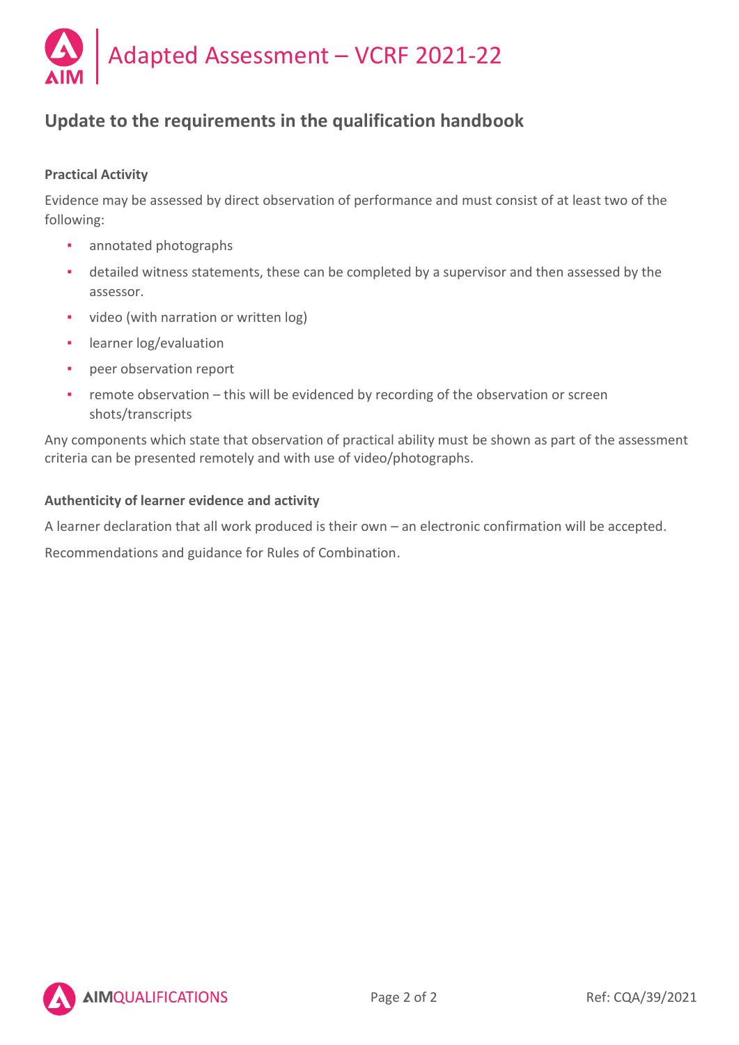# Adapted Assessment – VCRF 2021-22

## Update to the requirements in the qualification handbook

**Practical Activity**

Evidence may be assessed by direct observation of performance and must consist of at least two of the following:

- annotated photographs
- detailed witness statements, these can be completed by a supervisor and then assessed by the assessor.
- video (with narration or written log)
- learner log/evaluation
- peer observation report
- remote observation – this will be evidenced by recording of the observation or screen shots/transcripts

Any components which state that observation of practical ability must be shown as part of the assessment criteria can be presented remotely and with use of video/photographs.

**Authenticity of learner evidence and activity**

A learner declaration that all work produced is their own – an electronic confirmation will be accepted.

Recommendations and guidance for Rules of Combination.